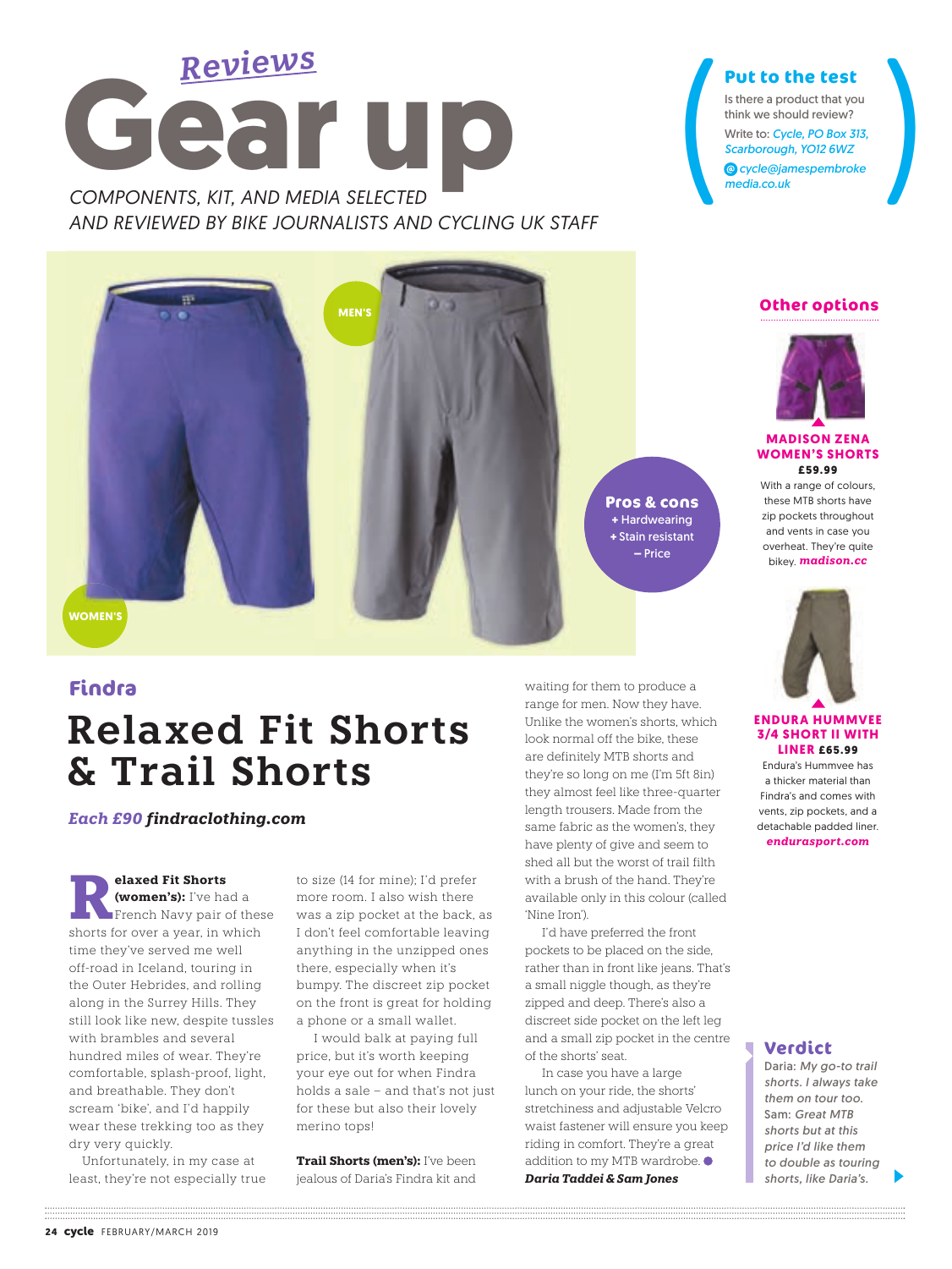*Reviews*

# Gear up

*COMPONENTS, KIT, AND MEDIA SELECTED AND REVIEWED BY BIKE JOURNALISTS AND CYCLING UK STAFF*

### Put to the test

Is there a product that you think we should review?

Write to: *Cycle, PO Box 313, Scarborough, YO12 6WZ*

*cycle@jamespembrokemedia.co.uk*

MEN'S

WOMEN'S

**Pros & cons**
+ Hardwearing
+ Stain resistant
– Price

### Findra

## Relaxed Fit Shorts & Trail Shorts

***Each £90* findraclothing.com**

**Relaxed Fit Shorts (women's):** I've had a French Navy pair of these shorts for over a year, in which time they've served me well off-road in Iceland, touring in the Outer Hebrides, and rolling along in the Surrey Hills. They still look like new, despite tussles with brambles and several hundred miles of wear. They're comfortable, splash-proof, light, and breathable. They don't scream 'bike', and I'd happily wear these trekking too as they dry very quickly.

Unfortunately, in my case at least, they're not especially true to size (14 for mine); I'd prefer more room. I also wish there was a zip pocket at the back, as I don't feel comfortable leaving anything in the unzipped ones there, especially when it's bumpy. The discreet zip pocket on the front is great for holding a phone or a small wallet.

I would balk at paying full price, but it's worth keeping your eye out for when Findra holds a sale – and that's not just for these but also their lovely merino tops!

**Trail Shorts (men's):** I've been jealous of Daria's Findra kit and waiting for them to produce a range for men. Now they have. Unlike the women's shorts, which look normal off the bike, these are definitely MTB shorts and they're so long on me (I'm 5ft 8in) they almost feel like three-quarter length trousers. Made from the same fabric as the women's, they have plenty of give and seem to shed all but the worst of trail filth with a brush of the hand. They're available only in this colour (called 'Nine Iron').

I'd have preferred the front pockets to be placed on the side, rather than in front like jeans. That's a small niggle though, as they're zipped and deep. There's also a discreet side pocket on the left leg and a small zip pocket in the centre of the shorts' seat.

In case you have a large lunch on your ride, the shorts' stretchiness and adjustable Velcro waist fastener will ensure you keep riding in comfort. They're a great addition to my MTB wardrobe.

***Daria Taddei & Sam Jones***

### Other options

**MADISON ZENA WOMEN'S SHORTS**
**£59.99**
With a range of colours, these MTB shorts have zip pockets throughout and vents in case you overheat. They're quite bikey. ***madison.cc***

**ENDURA HUMMVEE 3/4 SHORT II WITH LINER £65.99**
Endura's Hummvee has a thicker material than Findra's and comes with vents, zip pockets, and a detachable padded liner. ***endurasport.com***

### Verdict

Daria: *My go-to trail shorts. I always take them on tour too.*
Sam: *Great MTB shorts but at this price I'd like them to double as touring shorts, like Daria's.*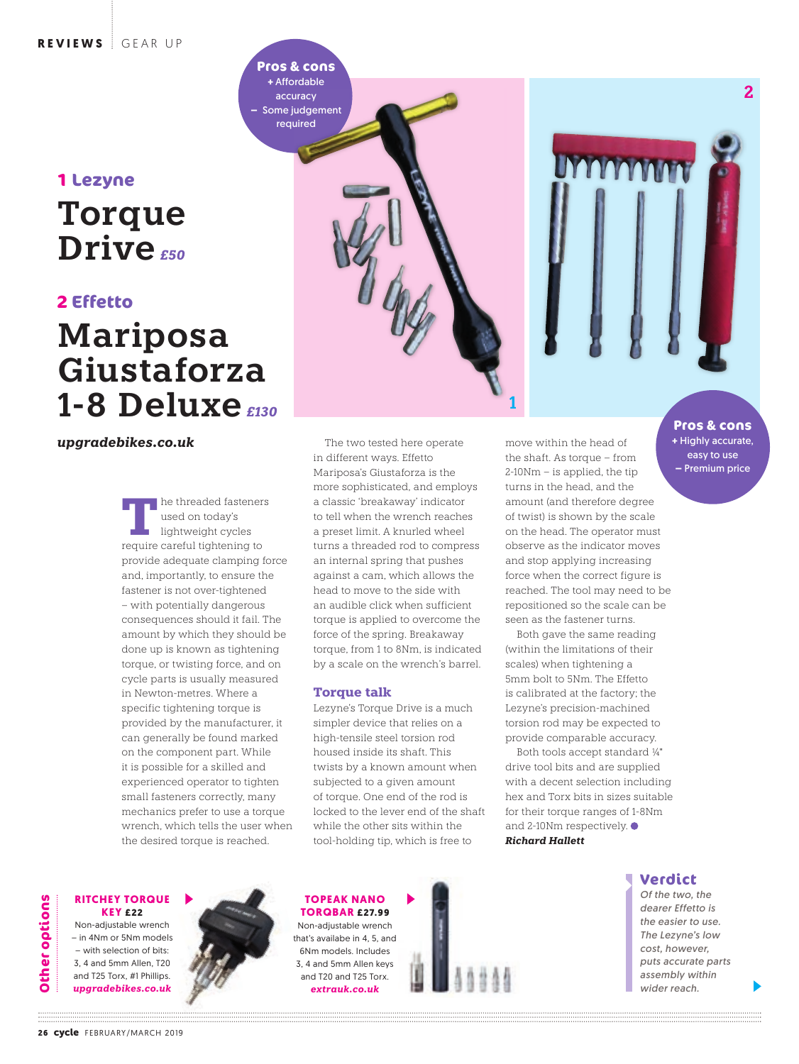## 1 Lezyne

# Torque Drive *£50*

## 2 Effetto

# Mariposa Giustaforza 1-8 Deluxe *£130*

***upgradebikes.co.uk***

**Pros & cons**
+ Affordable accuracy
– Some judgement required

**Pros & cons**
+ Highly accurate, easy to use
– Premium price

The threaded fasteners used on today's lightweight cycles require careful tightening to provide adequate clamping force and, importantly, to ensure the fastener is not over-tightened – with potentially dangerous consequences should it fail. The amount by which they should be done up is known as tightening torque, or twisting force, and on cycle parts is usually measured in Newton-metres. Where a specific tightening torque is provided by the manufacturer, it can generally be found marked on the component part. While it is possible for a skilled and experienced operator to tighten small fasteners correctly, many mechanics prefer to use a torque wrench, which tells the user when the desired torque is reached.

The two tested here operate in different ways. Effetto Mariposa's Giustaforza is the more sophisticated, and employs a classic 'breakaway' indicator to tell when the wrench reaches a preset limit. A knurled wheel turns a threaded rod to compress an internal spring that pushes against a cam, which allows the head to move to the side with an audible click when sufficient torque is applied to overcome the force of the spring. Breakaway torque, from 1 to 8Nm, is indicated by a scale on the wrench's barrel.

### Torque talk

Lezyne's Torque Drive is a much simpler device that relies on a high-tensile steel torsion rod housed inside its shaft. This twists by a known amount when subjected to a given amount of torque. One end of the rod is locked to the lever end of the shaft while the other sits within the tool-holding tip, which is free to move within the head of the shaft. As torque – from 2-10Nm – is applied, the tip turns in the head, and the amount (and therefore degree of twist) is shown by the scale on the head. The operator must observe as the indicator moves and stop applying increasing force when the correct figure is reached. The tool may need to be repositioned so the scale can be seen as the fastener turns.

Both gave the same reading (within the limitations of their scales) when tightening a 5mm bolt to 5Nm. The Effetto is calibrated at the factory; the Lezyne's precision-machined torsion rod may be expected to provide comparable accuracy.

Both tools accept standard ¼" drive tool bits and are supplied with a decent selection including hex and Torx bits in sizes suitable for their torque ranges of 1-8Nm and 2-10Nm respectively.

***Richard Hallett***

### Other options

**RITCHEY TORQUE KEY £22**
Non-adjustable wrench – in 4Nm or 5Nm models – with selection of bits: 3, 4 and 5mm Allen, T20 and T25 Torx, #1 Phillips.
***upgradebikes.co.uk***

**TOPEAK NANO TORQBAR £27.99**
Non-adjustable wrench that's availabe in 4, 5, and 6Nm models. Includes 3, 4 and 5mm Allen keys and T20 and T25 Torx.
***extrauk.co.uk***

### Verdict

*Of the two, the dearer Effetto is the easier to use. The Lezyne's low cost, however, puts accurate parts assembly within wider reach.*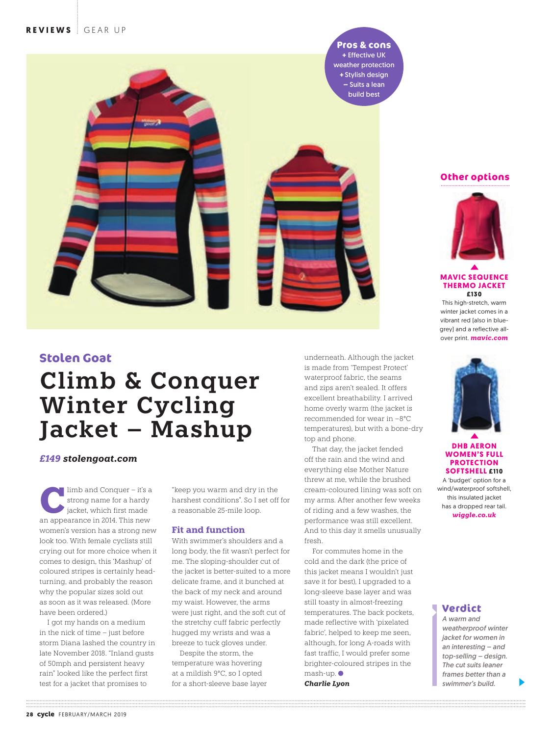**Pros & cons**
+ Effective UK weather protection
+ Stylish design
– Suits a lean build best

## Stolen Goat

# Climb & Conquer Winter Cycling Jacket – Mashup

***£149 stolengoat.com***

Climb and Conquer – it's a strong name for a hardy jacket, which first made an appearance in 2014. This new women's version has a strong new look too. With female cyclists still crying out for more choice when it comes to design, this 'Mashup' of coloured stripes is certainly head-turning, and probably the reason why the popular sizes sold out as soon as it was released. (More have been ordered.)

I got my hands on a medium in the nick of time – just before storm Diana lashed the country in late November 2018. "Inland gusts of 50mph and persistent heavy rain" looked like the perfect first test for a jacket that promises to "keep you warm and dry in the harshest conditions". So I set off for a reasonable 25-mile loop.

### Fit and function

With swimmer's shoulders and a long body, the fit wasn't perfect for me. The sloping-shoulder cut of the jacket is better-suited to a more delicate frame, and it bunched at the back of my neck and around my waist. However, the arms were just right, and the soft cut of the stretchy cuff fabric perfectly hugged my wrists and was a breeze to tuck gloves under.

Despite the storm, the temperature was hovering at a mildish 9°C, so I opted for a short-sleeve base layer underneath. Although the jacket is made from 'Tempest Protect' waterproof fabric, the seams and zips aren't sealed. It offers excellent breathability. I arrived home overly warm (the jacket is recommended for wear in −8°C temperatures), but with a bone-dry top and phone.

That day, the jacket fended off the rain and the wind and everything else Mother Nature threw at me, while the brushed cream-coloured lining was soft on my arms. After another few weeks of riding and a few washes, the performance was still excellent. And to this day it smells unusually fresh.

For commutes home in the cold and the dark (the price of this jacket means I wouldn't just save it for best), I upgraded to a long-sleeve base layer and was still toasty in almost-freezing temperatures. The back pockets, made reflective with 'pixelated fabric', helped to keep me seen, although, for long A-roads with fast traffic, I would prefer some brighter-coloured stripes in the mash-up. ●

***Charlie Lyon***

### Other options

**MAVIC SEQUENCE THERMO JACKET £130**
This high-stretch, warm winter jacket comes in a vibrant red (also in blue-grey) and a reflective all-over print. ***mavic.com***

**DHB AERON WOMEN'S FULL PROTECTION SOFTSHELL £110**
A 'budget' option for a wind/waterproof softshell, this insulated jacket has a dropped rear tail. ***wiggle.co.uk***

### Verdict

*A warm and weatherproof winter jacket for women in an interesting – and top-selling – design. The cut suits leaner frames better than a swimmer's build.*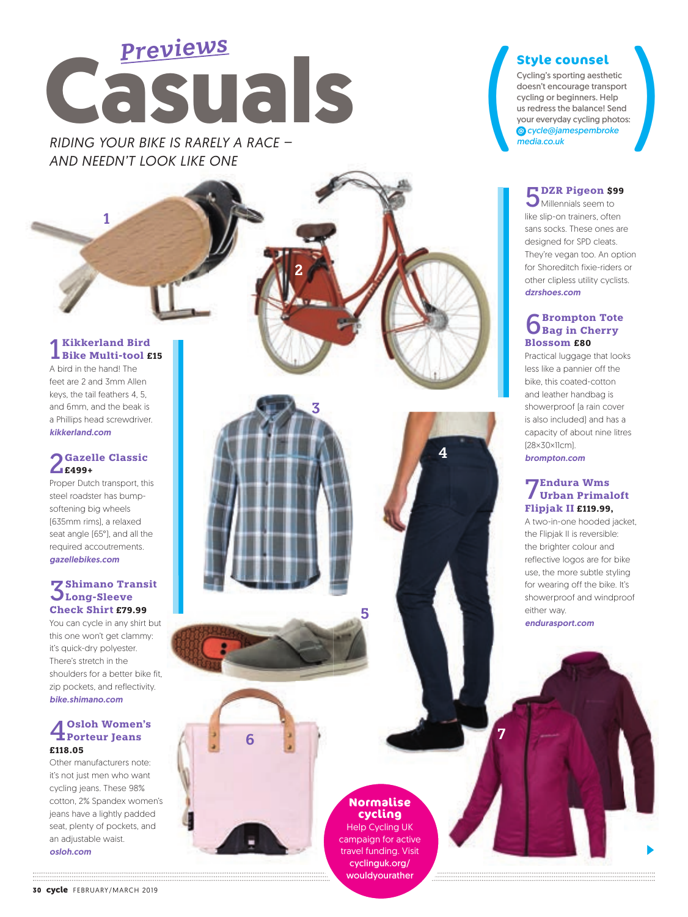*Previews*

# Casuals

*RIDING YOUR BIKE IS RARELY A RACE – AND NEEDN'T LOOK LIKE ONE*

### Style counsel

Cycling's sporting aesthetic doesn't encourage transport cycling or beginners. Help us redress the balance! Send your everyday cycling photos: *@ cycle@jamespembrokemedia.co.uk*

### 1 Kikkerland Bird Bike Multi-tool £15

A bird in the hand! The feet are 2 and 3mm Allen keys, the tail feathers 4, 5, and 6mm, and the beak is a Phillips head screwdriver.
***kikkerland.com***

### 2 Gazelle Classic £499+

Proper Dutch transport, this steel roadster has bump-softening big wheels (635mm rims), a relaxed seat angle (65°), and all the required accoutrements.
***gazellebikes.com***

### 3 Shimano Transit Long-Sleeve Check Shirt £79.99

You can cycle in any shirt but this one won't get clammy: it's quick-dry polyester. There's stretch in the shoulders for a better bike fit, zip pockets, and reflectivity.
***bike.shimano.com***

### 4 Osloh Women's Porteur Jeans £118.05

Other manufacturers note: it's not just men who want cycling jeans. These 98% cotton, 2% Spandex women's jeans have a lightly padded seat, plenty of pockets, and an adjustable waist.
***osloh.com***

### 5 DZR Pigeon $99

Millennials seem to like slip-on trainers, often sans socks. These ones are designed for SPD cleats. They're vegan too. An option for Shoreditch fixie-riders or other clipless utility cyclists.
***dzrshoes.com***

### 6 Brompton Tote Bag in Cherry Blossom £80

Practical luggage that looks less like a pannier off the bike, this coated-cotton and leather handbag is showerproof (a rain cover is also included) and has a capacity of about nine litres (28×30×11cm).
***brompton.com***

### 7 Endura Wms Urban Primaloft Flipjak II £119.99,

A two-in-one hooded jacket, the Flipjak II is reversible: the brighter colour and reflective logos are for bike use, the more subtle styling for wearing off the bike. It's showerproof and windproof either way.
***endurasport.com***

**Normalise cycling**

Help Cycling UK campaign for active travel funding. Visit cyclinguk.org/wouldyourather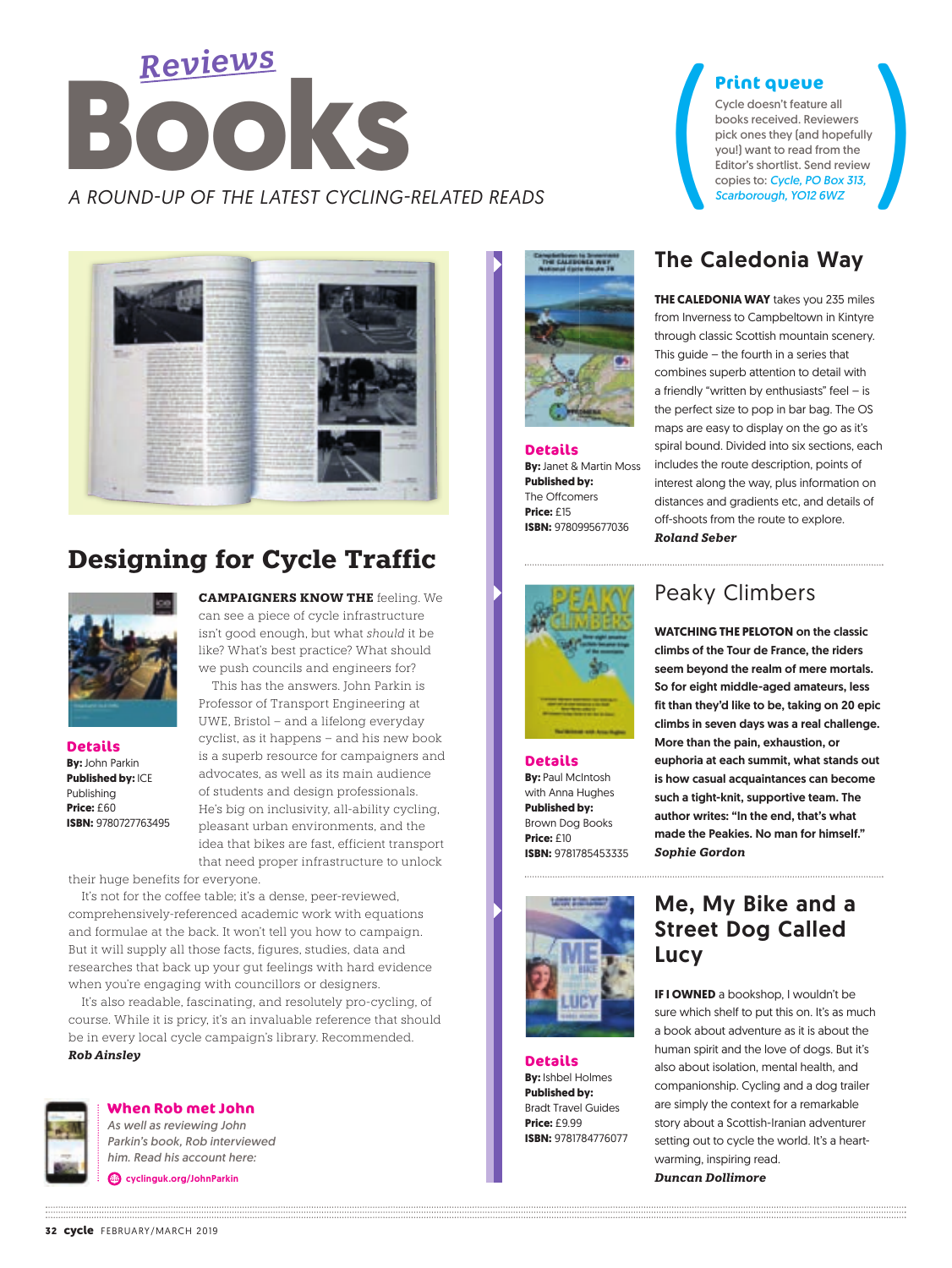*Reviews*

# Books

*A ROUND-UP OF THE LATEST CYCLING-RELATED READS*

### Print queue

Cycle doesn't feature all books received. Reviewers pick ones they (and hopefully you!) want to read from the Editor's shortlist. Send review copies to: *Cycle, PO Box 313, Scarborough, YO12 6WZ*

## Designing for Cycle Traffic

**Details**
**By:** John Parkin
**Published by:** ICE Publishing
**Price:** £60
**ISBN:** 9780727763495

**CAMPAIGNERS KNOW THE** feeling. We can see a piece of cycle infrastructure isn't good enough, but what *should* it be like? What's best practice? What should we push councils and engineers for?

This has the answers. John Parkin is Professor of Transport Engineering at UWE, Bristol – and a lifelong everyday cyclist, as it happens – and his new book is a superb resource for campaigners and advocates, as well as its main audience of students and design professionals. He's big on inclusivity, all-ability cycling, pleasant urban environments, and the idea that bikes are fast, efficient transport that need proper infrastructure to unlock their huge benefits for everyone.

It's not for the coffee table; it's a dense, peer-reviewed, comprehensively-referenced academic work with equations and formulae at the back. It won't tell you how to campaign. But it will supply all those facts, figures, studies, data and researches that back up your gut feelings with hard evidence when you're engaging with councillors or designers.

It's also readable, fascinating, and resolutely pro-cycling, of course. While it is pricy, it's an invaluable reference that should be in every local cycle campaign's library. Recommended.
***Rob Ainsley***

### When Rob met John

*As well as reviewing John Parkin's book, Rob interviewed him. Read his account here:*
cyclinguk.org/JohnParkin

## The Caledonia Way

**Details**
**By:** Janet & Martin Moss
**Published by:** The Offcomers
**Price:** £15
**ISBN:** 9780995677036

**THE CALEDONIA WAY** takes you 235 miles from Inverness to Campbeltown in Kintyre through classic Scottish mountain scenery. This guide – the fourth in a series that combines superb attention to detail with a friendly "written by enthusiasts" feel – is the perfect size to pop in bar bag. The OS maps are easy to display on the go as it's spiral bound. Divided into six sections, each includes the route description, points of interest along the way, plus information on distances and gradients etc, and details of off-shoots from the route to explore.
***Roland Seber***

## Peaky Climbers

**Details**
**By:** Paul McIntosh with Anna Hughes
**Published by:** Brown Dog Books
**Price:** £10
**ISBN:** 9781785453335

**WATCHING THE PELOTON on the classic climbs of the Tour de France, the riders seem beyond the realm of mere mortals. So for eight middle-aged amateurs, less fit than they'd like to be, taking on 20 epic climbs in seven days was a real challenge. More than the pain, exhaustion, or euphoria at each summit, what stands out is how casual acquaintances can become such a tight-knit, supportive team. The author writes: "In the end, that's what made the Peakies. No man for himself."**
***Sophie Gordon***

## Me, My Bike and a Street Dog Called Lucy

**Details**
**By:** Ishbel Holmes
**Published by:** Bradt Travel Guides
**Price:** £9.99
**ISBN:** 9781784776077

**IF I OWNED** a bookshop, I wouldn't be sure which shelf to put this on. It's as much a book about adventure as it is about the human spirit and the love of dogs. But it's also about isolation, mental health, and companionship. Cycling and a dog trailer are simply the context for a remarkable story about a Scottish-Iranian adventurer setting out to cycle the world. It's a heart-warming, inspiring read.
***Duncan Dollimore***